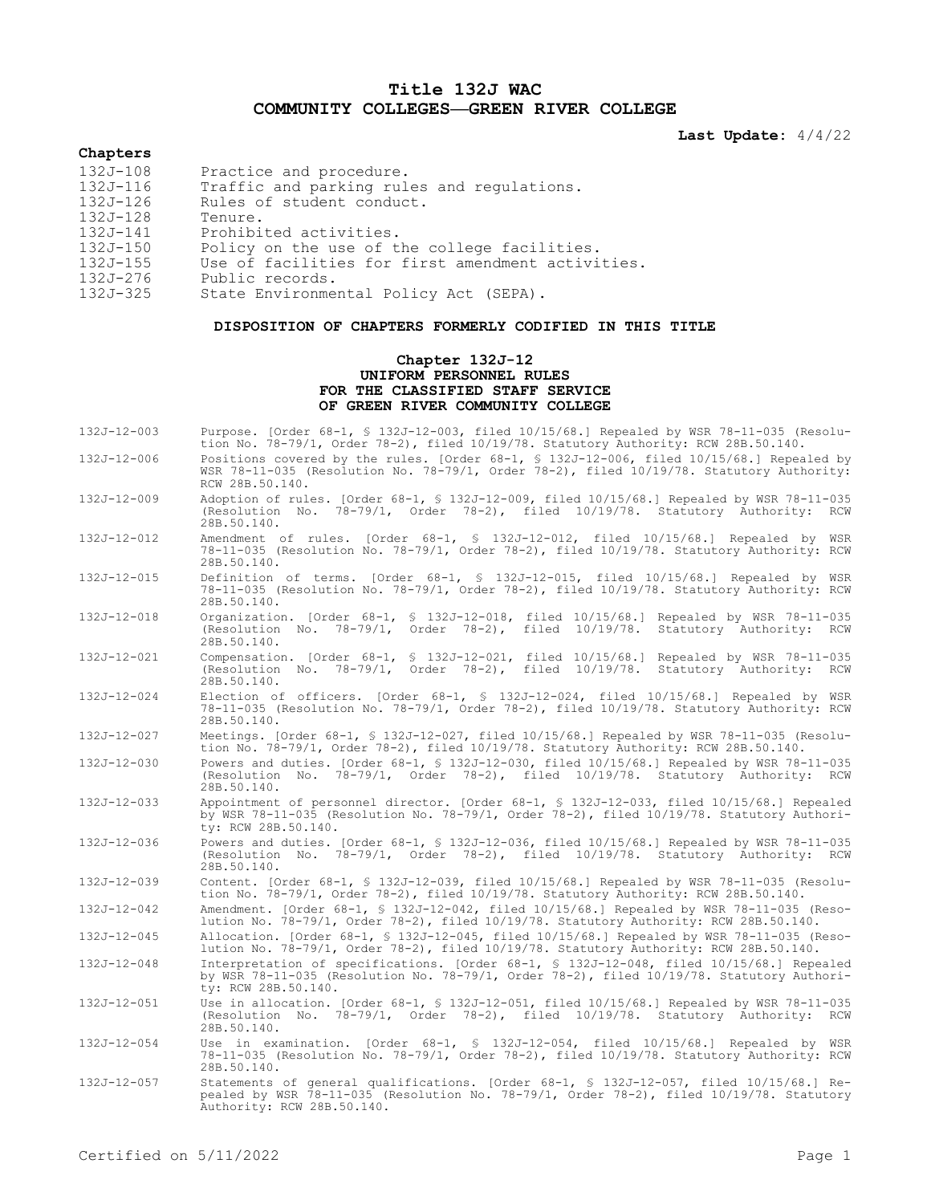# Title 132J WAC
# COMMUNITY COLLEGES—GREEN RIVER COLLEGE

**Last Update:** 4/4/22

## Chapters

| | |
|---|---|
| 132J-108 | Practice and procedure. |
| 132J-116 | Traffic and parking rules and regulations. |
| 132J-126 | Rules of student conduct. |
| 132J-128 | Tenure. |
| 132J-141 | Prohibited activities. |
| 132J-150 | Policy on the use of the college facilities. |
| 132J-155 | Use of facilities for first amendment activities. |
| 132J-276 | Public records. |
| 132J-325 | State Environmental Policy Act (SEPA). |

### DISPOSITION OF CHAPTERS FORMERLY CODIFIED IN THIS TITLE

#### Chapter 132J-12
#### UNIFORM PERSONNEL RULES FOR THE CLASSIFIED STAFF SERVICE OF GREEN RIVER COMMUNITY COLLEGE

| | |
|---|---|
| 132J-12-003 | Purpose. [Order 68-1, § 132J-12-003, filed 10/15/68.] Repealed by WSR 78-11-035 (Resolution No. 78-79/1, Order 78-2), filed 10/19/78. Statutory Authority: RCW 28B.50.140. |
| 132J-12-006 | Positions covered by the rules. [Order 68-1, § 132J-12-006, filed 10/15/68.] Repealed by WSR 78-11-035 (Resolution No. 78-79/1, Order 78-2), filed 10/19/78. Statutory Authority: RCW 28B.50.140. |
| 132J-12-009 | Adoption of rules. [Order 68-1, § 132J-12-009, filed 10/15/68.] Repealed by WSR 78-11-035 (Resolution No. 78-79/1, Order 78-2), filed 10/19/78. Statutory Authority: RCW 28B.50.140. |
| 132J-12-012 | Amendment of rules. [Order 68-1, § 132J-12-012, filed 10/15/68.] Repealed by WSR 78-11-035 (Resolution No. 78-79/1, Order 78-2), filed 10/19/78. Statutory Authority: RCW 28B.50.140. |
| 132J-12-015 | Definition of terms. [Order 68-1, § 132J-12-015, filed 10/15/68.] Repealed by WSR 78-11-035 (Resolution No. 78-79/1, Order 78-2), filed 10/19/78. Statutory Authority: RCW 28B.50.140. |
| 132J-12-018 | Organization. [Order 68-1, § 132J-12-018, filed 10/15/68.] Repealed by WSR 78-11-035 (Resolution No. 78-79/1, Order 78-2), filed 10/19/78. Statutory Authority: RCW 28B.50.140. |
| 132J-12-021 | Compensation. [Order 68-1, § 132J-12-021, filed 10/15/68.] Repealed by WSR 78-11-035 (Resolution No. 78-79/1, Order 78-2), filed 10/19/78. Statutory Authority: RCW 28B.50.140. |
| 132J-12-024 | Election of officers. [Order 68-1, § 132J-12-024, filed 10/15/68.] Repealed by WSR 78-11-035 (Resolution No. 78-79/1, Order 78-2), filed 10/19/78. Statutory Authority: RCW 28B.50.140. |
| 132J-12-027 | Meetings. [Order 68-1, § 132J-12-027, filed 10/15/68.] Repealed by WSR 78-11-035 (Resolution No. 78-79/1, Order 78-2), filed 10/19/78. Statutory Authority: RCW 28B.50.140. |
| 132J-12-030 | Powers and duties. [Order 68-1, § 132J-12-030, filed 10/15/68.] Repealed by WSR 78-11-035 (Resolution No. 78-79/1, Order 78-2), filed 10/19/78. Statutory Authority: RCW 28B.50.140. |
| 132J-12-033 | Appointment of personnel director. [Order 68-1, § 132J-12-033, filed 10/15/68.] Repealed by WSR 78-11-035 (Resolution No. 78-79/1, Order 78-2), filed 10/19/78. Statutory Authority: RCW 28B.50.140. |
| 132J-12-036 | Powers and duties. [Order 68-1, § 132J-12-036, filed 10/15/68.] Repealed by WSR 78-11-035 (Resolution No. 78-79/1, Order 78-2), filed 10/19/78. Statutory Authority: RCW 28B.50.140. |
| 132J-12-039 | Content. [Order 68-1, § 132J-12-039, filed 10/15/68.] Repealed by WSR 78-11-035 (Resolution No. 78-79/1, Order 78-2), filed 10/19/78. Statutory Authority: RCW 28B.50.140. |
| 132J-12-042 | Amendment. [Order 68-1, § 132J-12-042, filed 10/15/68.] Repealed by WSR 78-11-035 (Resolution No. 78-79/1, Order 78-2), filed 10/19/78. Statutory Authority: RCW 28B.50.140. |
| 132J-12-045 | Allocation. [Order 68-1, § 132J-12-045, filed 10/15/68.] Repealed by WSR 78-11-035 (Resolution No. 78-79/1, Order 78-2), filed 10/19/78. Statutory Authority: RCW 28B.50.140. |
| 132J-12-048 | Interpretation of specifications. [Order 68-1, § 132J-12-048, filed 10/15/68.] Repealed by WSR 78-11-035 (Resolution No. 78-79/1, Order 78-2), filed 10/19/78. Statutory Authority: RCW 28B.50.140. |
| 132J-12-051 | Use in allocation. [Order 68-1, § 132J-12-051, filed 10/15/68.] Repealed by WSR 78-11-035 (Resolution No. 78-79/1, Order 78-2), filed 10/19/78. Statutory Authority: RCW 28B.50.140. |
| 132J-12-054 | Use in examination. [Order 68-1, § 132J-12-054, filed 10/15/68.] Repealed by WSR 78-11-035 (Resolution No. 78-79/1, Order 78-2), filed 10/19/78. Statutory Authority: RCW 28B.50.140. |
| 132J-12-057 | Statements of general qualifications. [Order 68-1, § 132J-12-057, filed 10/15/68.] Repealed by WSR 78-11-035 (Resolution No. 78-79/1, Order 78-2), filed 10/19/78. Statutory Authority: RCW 28B.50.140. |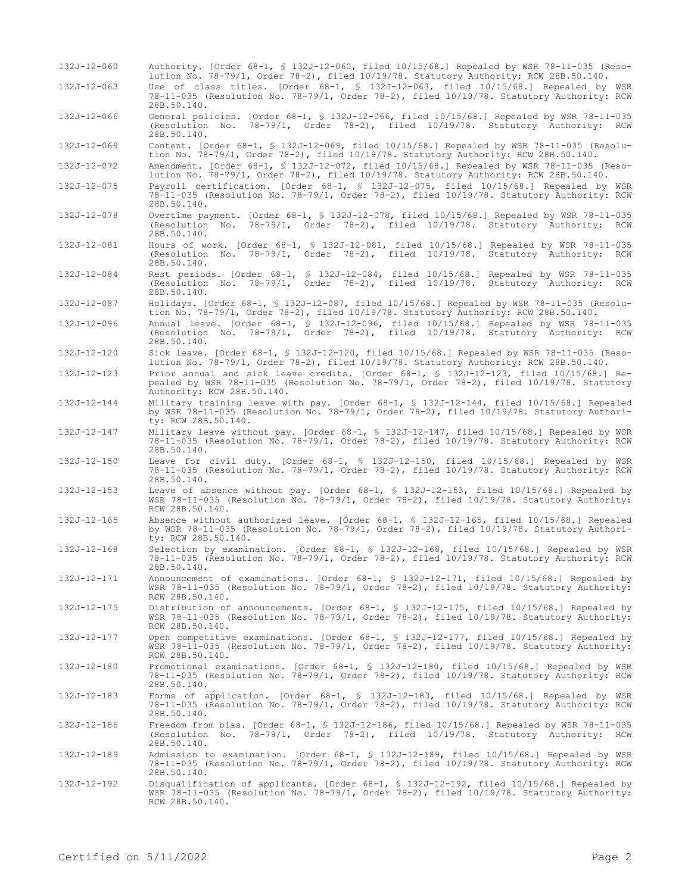132J-12-060 Authority. [Order 68-1, § 132J-12-060, filed 10/15/68.] Repealed by WSR 78-11-035 (Resolution No. 78-79/1, Order 78-2), filed 10/19/78. Statutory Authority: RCW 28B.50.140.

132J-12-063 Use of class titles. [Order 68-1, § 132J-12-063, filed 10/15/68.] Repealed by WSR 78-11-035 (Resolution No. 78-79/1, Order 78-2), filed 10/19/78. Statutory Authority: RCW 28B.50.140.

132J-12-066 General policies. [Order 68-1, § 132J-12-066, filed 10/15/68.] Repealed by WSR 78-11-035 (Resolution No. 78-79/1, Order 78-2), filed 10/19/78. Statutory Authority: RCW 28B.50.140.

132J-12-069 Content. [Order 68-1, § 132J-12-069, filed 10/15/68.] Repealed by WSR 78-11-035 (Resolution No. 78-79/1, Order 78-2), filed 10/19/78. Statutory Authority: RCW 28B.50.140.

132J-12-072 Amendment. [Order 68-1, § 132J-12-072, filed 10/15/68.] Repealed by WSR 78-11-035 (Resolution No. 78-79/1, Order 78-2), filed 10/19/78. Statutory Authority: RCW 28B.50.140.

132J-12-075 Payroll certification. [Order 68-1, § 132J-12-075, filed 10/15/68.] Repealed by WSR 78-11-035 (Resolution No. 78-79/1, Order 78-2), filed 10/19/78. Statutory Authority: RCW 28B.50.140.

132J-12-078 Overtime payment. [Order 68-1, § 132J-12-078, filed 10/15/68.] Repealed by WSR 78-11-035 (Resolution No. 78-79/1, Order 78-2), filed 10/19/78. Statutory Authority: RCW 28B.50.140.

132J-12-081 Hours of work. [Order 68-1, § 132J-12-081, filed 10/15/68.] Repealed by WSR 78-11-035 (Resolution No. 78-79/1, Order 78-2), filed 10/19/78. Statutory Authority: RCW 28B.50.140.

132J-12-084 Rest periods. [Order 68-1, § 132J-12-084, filed 10/15/68.] Repealed by WSR 78-11-035 (Resolution No. 78-79/1, Order 78-2), filed 10/19/78. Statutory Authority: RCW 28B.50.140.

132J-12-087 Holidays. [Order 68-1, § 132J-12-087, filed 10/15/68.] Repealed by WSR 78-11-035 (Resolution No. 78-79/1, Order 78-2), filed 10/19/78. Statutory Authority: RCW 28B.50.140.

132J-12-096 Annual leave. [Order 68-1, § 132J-12-096, filed 10/15/68.] Repealed by WSR 78-11-035 (Resolution No. 78-79/1, Order 78-2), filed 10/19/78. Statutory Authority: RCW 28B.50.140.

132J-12-120 Sick leave. [Order 68-1, § 132J-12-120, filed 10/15/68.] Repealed by WSR 78-11-035 (Resolution No. 78-79/1, Order 78-2), filed 10/19/78. Statutory Authority: RCW 28B.50.140.

132J-12-123 Prior annual and sick leave credits. [Order 68-1, § 132J-12-123, filed 10/15/68.] Repealed by WSR 78-11-035 (Resolution No. 78-79/1, Order 78-2), filed 10/19/78. Statutory Authority: RCW 28B.50.140.

132J-12-144 Military training leave with pay. [Order 68-1, § 132J-12-144, filed 10/15/68.] Repealed by WSR 78-11-035 (Resolution No. 78-79/1, Order 78-2), filed 10/19/78. Statutory Authority: RCW 28B.50.140.

132J-12-147 Military leave without pay. [Order 68-1, § 132J-12-147, filed 10/15/68.] Repealed by WSR 78-11-035 (Resolution No. 78-79/1, Order 78-2), filed 10/19/78. Statutory Authority: RCW 28B.50.140.

132J-12-150 Leave for civil duty. [Order 68-1, § 132J-12-150, filed 10/15/68.] Repealed by WSR 78-11-035 (Resolution No. 78-79/1, Order 78-2), filed 10/19/78. Statutory Authority: RCW 28B.50.140.

132J-12-153 Leave of absence without pay. [Order 68-1, § 132J-12-153, filed 10/15/68.] Repealed by WSR 78-11-035 (Resolution No. 78-79/1, Order 78-2), filed 10/19/78. Statutory Authority: RCW 28B.50.140.

132J-12-165 Absence without authorized leave. [Order 68-1, § 132J-12-165, filed 10/15/68.] Repealed by WSR 78-11-035 (Resolution No. 78-79/1, Order 78-2), filed 10/19/78. Statutory Authority: RCW 28B.50.140.

132J-12-168 Selection by examination. [Order 68-1, § 132J-12-168, filed 10/15/68.] Repealed by WSR 78-11-035 (Resolution No. 78-79/1, Order 78-2), filed 10/19/78. Statutory Authority: RCW 28B.50.140.

132J-12-171 Announcement of examinations. [Order 68-1, § 132J-12-171, filed 10/15/68.] Repealed by WSR 78-11-035 (Resolution No. 78-79/1, Order 78-2), filed 10/19/78. Statutory Authority: RCW 28B.50.140.

132J-12-175 Distribution of announcements. [Order 68-1, § 132J-12-175, filed 10/15/68.] Repealed by WSR 78-11-035 (Resolution No. 78-79/1, Order 78-2), filed 10/19/78. Statutory Authority: RCW 28B.50.140.

132J-12-177 Open competitive examinations. [Order 68-1, § 132J-12-177, filed 10/15/68.] Repealed by WSR 78-11-035 (Resolution No. 78-79/1, Order 78-2), filed 10/19/78. Statutory Authority: RCW 28B.50.140.

132J-12-180 Promotional examinations. [Order 68-1, § 132J-12-180, filed 10/15/68.] Repealed by WSR 78-11-035 (Resolution No. 78-79/1, Order 78-2), filed 10/19/78. Statutory Authority: RCW 28B.50.140.

132J-12-183 Forms of application. [Order 68-1, § 132J-12-183, filed 10/15/68.] Repealed by WSR 78-11-035 (Resolution No. 78-79/1, Order 78-2), filed 10/19/78. Statutory Authority: RCW 28B.50.140.

132J-12-186 Freedom from bias. [Order 68-1, § 132J-12-186, filed 10/15/68.] Repealed by WSR 78-11-035 (Resolution No. 78-79/1, Order 78-2), filed 10/19/78. Statutory Authority: RCW 28B.50.140.

132J-12-189 Admission to examination. [Order 68-1, § 132J-12-189, filed 10/15/68.] Repealed by WSR 78-11-035 (Resolution No. 78-79/1, Order 78-2), filed 10/19/78. Statutory Authority: RCW 28B.50.140.

132J-12-192 Disqualification of applicants. [Order 68-1, § 132J-12-192, filed 10/15/68.] Repealed by WSR 78-11-035 (Resolution No. 78-79/1, Order 78-2), filed 10/19/78. Statutory Authority: RCW 28B.50.140.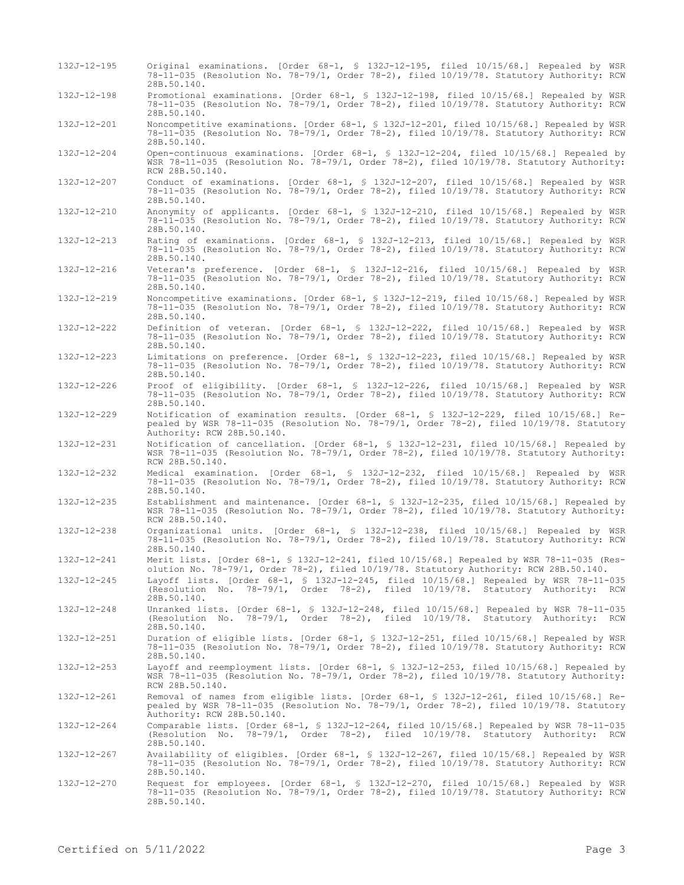132J-12-195 Original examinations. [Order 68-1, § 132J-12-195, filed 10/15/68.] Repealed by WSR 78-11-035 (Resolution No. 78-79/1, Order 78-2), filed 10/19/78. Statutory Authority: RCW 28B.50.140.

132J-12-198 Promotional examinations. [Order 68-1, § 132J-12-198, filed 10/15/68.] Repealed by WSR 78-11-035 (Resolution No. 78-79/1, Order 78-2), filed 10/19/78. Statutory Authority: RCW 28B.50.140.

132J-12-201 Noncompetitive examinations. [Order 68-1, § 132J-12-201, filed 10/15/68.] Repealed by WSR 78-11-035 (Resolution No. 78-79/1, Order 78-2), filed 10/19/78. Statutory Authority: RCW 28B.50.140.

132J-12-204 Open-continuous examinations. [Order 68-1, § 132J-12-204, filed 10/15/68.] Repealed by WSR 78-11-035 (Resolution No. 78-79/1, Order 78-2), filed 10/19/78. Statutory Authority: RCW 28B.50.140.

132J-12-207 Conduct of examinations. [Order 68-1, § 132J-12-207, filed 10/15/68.] Repealed by WSR 78-11-035 (Resolution No. 78-79/1, Order 78-2), filed 10/19/78. Statutory Authority: RCW 28B.50.140.

132J-12-210 Anonymity of applicants. [Order 68-1, § 132J-12-210, filed 10/15/68.] Repealed by WSR 78-11-035 (Resolution No. 78-79/1, Order 78-2), filed 10/19/78. Statutory Authority: RCW 28B.50.140.

132J-12-213 Rating of examinations. [Order 68-1, § 132J-12-213, filed 10/15/68.] Repealed by WSR 78-11-035 (Resolution No. 78-79/1, Order 78-2), filed 10/19/78. Statutory Authority: RCW 28B.50.140.

132J-12-216 Veteran's preference. [Order 68-1, § 132J-12-216, filed 10/15/68.] Repealed by WSR 78-11-035 (Resolution No. 78-79/1, Order 78-2), filed 10/19/78. Statutory Authority: RCW 28B.50.140.

132J-12-219 Noncompetitive examinations. [Order 68-1, § 132J-12-219, filed 10/15/68.] Repealed by WSR 78-11-035 (Resolution No. 78-79/1, Order 78-2), filed 10/19/78. Statutory Authority: RCW 28B.50.140.

132J-12-222 Definition of veteran. [Order 68-1, § 132J-12-222, filed 10/15/68.] Repealed by WSR 78-11-035 (Resolution No. 78-79/1, Order 78-2), filed 10/19/78. Statutory Authority: RCW 28B.50.140.

132J-12-223 Limitations on preference. [Order 68-1, § 132J-12-223, filed 10/15/68.] Repealed by WSR 78-11-035 (Resolution No. 78-79/1, Order 78-2), filed 10/19/78. Statutory Authority: RCW 28B.50.140.

132J-12-226 Proof of eligibility. [Order 68-1, § 132J-12-226, filed 10/15/68.] Repealed by WSR 78-11-035 (Resolution No. 78-79/1, Order 78-2), filed 10/19/78. Statutory Authority: RCW 28B.50.140.

132J-12-229 Notification of examination results. [Order 68-1, § 132J-12-229, filed 10/15/68.] Repealed by WSR 78-11-035 (Resolution No. 78-79/1, Order 78-2), filed 10/19/78. Statutory Authority: RCW 28B.50.140.

132J-12-231 Notification of cancellation. [Order 68-1, § 132J-12-231, filed 10/15/68.] Repealed by WSR 78-11-035 (Resolution No. 78-79/1, Order 78-2), filed 10/19/78. Statutory Authority: RCW 28B.50.140.

132J-12-232 Medical examination. [Order 68-1, § 132J-12-232, filed 10/15/68.] Repealed by WSR 78-11-035 (Resolution No. 78-79/1, Order 78-2), filed 10/19/78. Statutory Authority: RCW 28B.50.140.

132J-12-235 Establishment and maintenance. [Order 68-1, § 132J-12-235, filed 10/15/68.] Repealed by WSR 78-11-035 (Resolution No. 78-79/1, Order 78-2), filed 10/19/78. Statutory Authority: RCW 28B.50.140.

132J-12-238 Organizational units. [Order 68-1, § 132J-12-238, filed 10/15/68.] Repealed by WSR 78-11-035 (Resolution No. 78-79/1, Order 78-2), filed 10/19/78. Statutory Authority: RCW 28B.50.140.

132J-12-241 Merit lists. [Order 68-1, § 132J-12-241, filed 10/15/68.] Repealed by WSR 78-11-035 (Resolution No. 78-79/1, Order 78-2), filed 10/19/78. Statutory Authority: RCW 28B.50.140.

132J-12-245 Layoff lists. [Order 68-1, § 132J-12-245, filed 10/15/68.] Repealed by WSR 78-11-035 (Resolution No. 78-79/1, Order 78-2), filed 10/19/78. Statutory Authority: RCW 28B.50.140.

132J-12-248 Unranked lists. [Order 68-1, § 132J-12-248, filed 10/15/68.] Repealed by WSR 78-11-035 (Resolution No. 78-79/1, Order 78-2), filed 10/19/78. Statutory Authority: RCW 28B.50.140.

132J-12-251 Duration of eligible lists. [Order 68-1, § 132J-12-251, filed 10/15/68.] Repealed by WSR 78-11-035 (Resolution No. 78-79/1, Order 78-2), filed 10/19/78. Statutory Authority: RCW 28B.50.140.

132J-12-253 Layoff and reemployment lists. [Order 68-1, § 132J-12-253, filed 10/15/68.] Repealed by WSR 78-11-035 (Resolution No. 78-79/1, Order 78-2), filed 10/19/78. Statutory Authority: RCW 28B.50.140.

132J-12-261 Removal of names from eligible lists. [Order 68-1, § 132J-12-261, filed 10/15/68.] Repealed by WSR 78-11-035 (Resolution No. 78-79/1, Order 78-2), filed 10/19/78. Statutory Authority: RCW 28B.50.140.

132J-12-264 Comparable lists. [Order 68-1, § 132J-12-264, filed 10/15/68.] Repealed by WSR 78-11-035 (Resolution No. 78-79/1, Order 78-2), filed 10/19/78. Statutory Authority: RCW 28B.50.140.

132J-12-267 Availability of eligibles. [Order 68-1, § 132J-12-267, filed 10/15/68.] Repealed by WSR 78-11-035 (Resolution No. 78-79/1, Order 78-2), filed 10/19/78. Statutory Authority: RCW 28B.50.140.

132J-12-270 Request for employees. [Order 68-1, § 132J-12-270, filed 10/15/68.] Repealed by WSR 78-11-035 (Resolution No. 78-79/1, Order 78-2), filed 10/19/78. Statutory Authority: RCW 28B.50.140.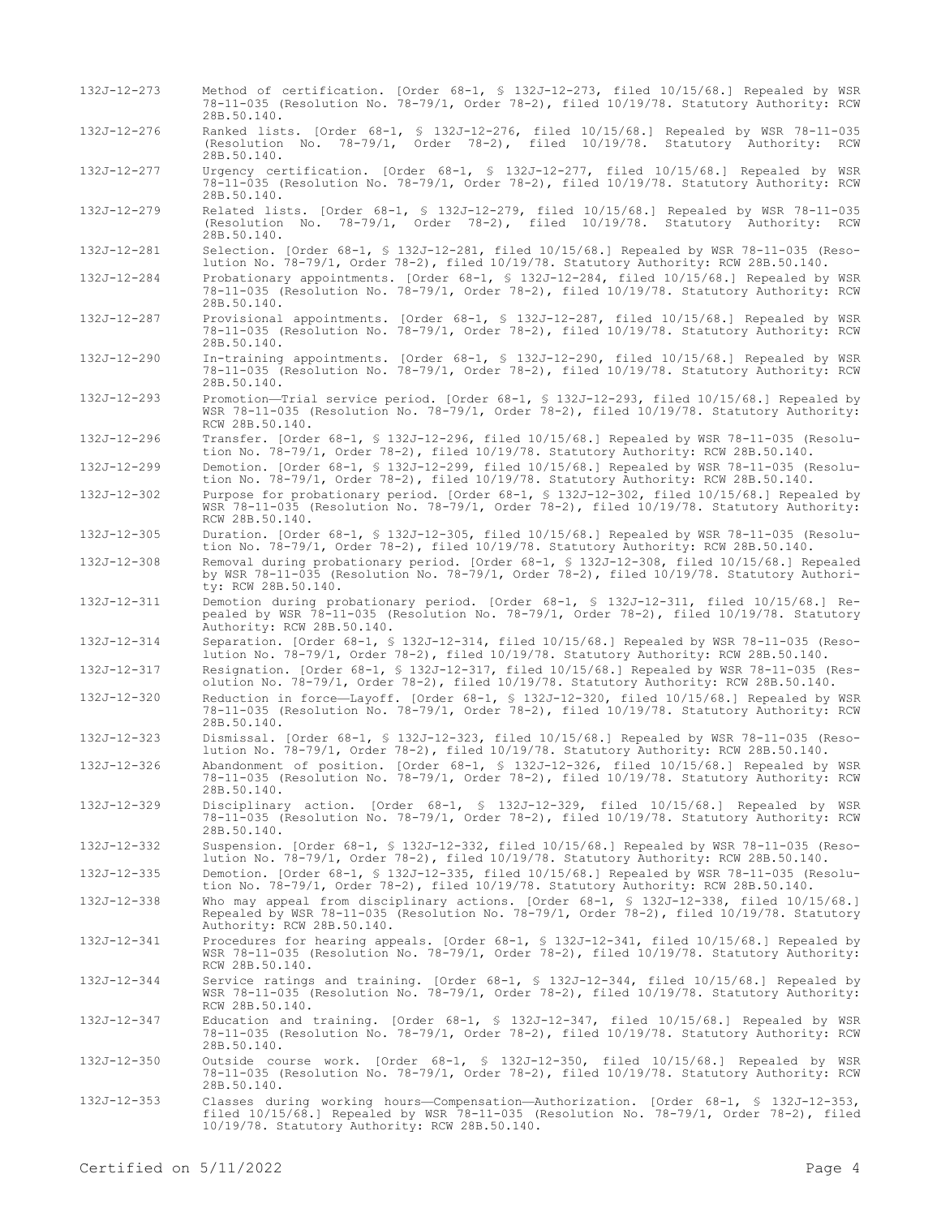132J-12-273 Method of certification. [Order 68-1, § 132J-12-273, filed 10/15/68.] Repealed by WSR 78-11-035 (Resolution No. 78-79/1, Order 78-2), filed 10/19/78. Statutory Authority: RCW 28B.50.140.

132J-12-276 Ranked lists. [Order 68-1, § 132J-12-276, filed 10/15/68.] Repealed by WSR 78-11-035 (Resolution No. 78-79/1, Order 78-2), filed 10/19/78. Statutory Authority: RCW 28B.50.140.

132J-12-277 Urgency certification. [Order 68-1, § 132J-12-277, filed 10/15/68.] Repealed by WSR 78-11-035 (Resolution No. 78-79/1, Order 78-2), filed 10/19/78. Statutory Authority: RCW 28B.50.140.

132J-12-279 Related lists. [Order 68-1, § 132J-12-279, filed 10/15/68.] Repealed by WSR 78-11-035 (Resolution No. 78-79/1, Order 78-2), filed 10/19/78. Statutory Authority: RCW 28B.50.140.

132J-12-281 Selection. [Order 68-1, § 132J-12-281, filed 10/15/68.] Repealed by WSR 78-11-035 (Resolution No. 78-79/1, Order 78-2), filed 10/19/78. Statutory Authority: RCW 28B.50.140.

132J-12-284 Probationary appointments. [Order 68-1, § 132J-12-284, filed 10/15/68.] Repealed by WSR 78-11-035 (Resolution No. 78-79/1, Order 78-2), filed 10/19/78. Statutory Authority: RCW 28B.50.140.

132J-12-287 Provisional appointments. [Order 68-1, § 132J-12-287, filed 10/15/68.] Repealed by WSR 78-11-035 (Resolution No. 78-79/1, Order 78-2), filed 10/19/78. Statutory Authority: RCW 28B.50.140.

132J-12-290 In-training appointments. [Order 68-1, § 132J-12-290, filed 10/15/68.] Repealed by WSR 78-11-035 (Resolution No. 78-79/1, Order 78-2), filed 10/19/78. Statutory Authority: RCW 28B.50.140.

132J-12-293 Promotion—Trial service period. [Order 68-1, § 132J-12-293, filed 10/15/68.] Repealed by WSR 78-11-035 (Resolution No. 78-79/1, Order 78-2), filed 10/19/78. Statutory Authority: RCW 28B.50.140.

132J-12-296 Transfer. [Order 68-1, § 132J-12-296, filed 10/15/68.] Repealed by WSR 78-11-035 (Resolution No. 78-79/1, Order 78-2), filed 10/19/78. Statutory Authority: RCW 28B.50.140.

132J-12-299 Demotion. [Order 68-1, § 132J-12-299, filed 10/15/68.] Repealed by WSR 78-11-035 (Resolution No. 78-79/1, Order 78-2), filed 10/19/78. Statutory Authority: RCW 28B.50.140.

132J-12-302 Purpose for probationary period. [Order 68-1, § 132J-12-302, filed 10/15/68.] Repealed by WSR 78-11-035 (Resolution No. 78-79/1, Order 78-2), filed 10/19/78. Statutory Authority: RCW 28B.50.140.

132J-12-305 Duration. [Order 68-1, § 132J-12-305, filed 10/15/68.] Repealed by WSR 78-11-035 (Resolution No. 78-79/1, Order 78-2), filed 10/19/78. Statutory Authority: RCW 28B.50.140.

132J-12-308 Removal during probationary period. [Order 68-1, § 132J-12-308, filed 10/15/68.] Repealed by WSR 78-11-035 (Resolution No. 78-79/1, Order 78-2), filed 10/19/78. Statutory Authority: RCW 28B.50.140.

132J-12-311 Demotion during probationary period. [Order 68-1, § 132J-12-311, filed 10/15/68.] Repealed by WSR 78-11-035 (Resolution No. 78-79/1, Order 78-2), filed 10/19/78. Statutory Authority: RCW 28B.50.140.

132J-12-314 Separation. [Order 68-1, § 132J-12-314, filed 10/15/68.] Repealed by WSR 78-11-035 (Resolution No. 78-79/1, Order 78-2), filed 10/19/78. Statutory Authority: RCW 28B.50.140.

132J-12-317 Resignation. [Order 68-1, § 132J-12-317, filed 10/15/68.] Repealed by WSR 78-11-035 (Resolution No. 78-79/1, Order 78-2), filed 10/19/78. Statutory Authority: RCW 28B.50.140.

132J-12-320 Reduction in force—Layoff. [Order 68-1, § 132J-12-320, filed 10/15/68.] Repealed by WSR 78-11-035 (Resolution No. 78-79/1, Order 78-2), filed 10/19/78. Statutory Authority: RCW 28B.50.140.

132J-12-323 Dismissal. [Order 68-1, § 132J-12-323, filed 10/15/68.] Repealed by WSR 78-11-035 (Resolution No. 78-79/1, Order 78-2), filed 10/19/78. Statutory Authority: RCW 28B.50.140.

132J-12-326 Abandonment of position. [Order 68-1, § 132J-12-326, filed 10/15/68.] Repealed by WSR 78-11-035 (Resolution No. 78-79/1, Order 78-2), filed 10/19/78. Statutory Authority: RCW 28B.50.140.

132J-12-329 Disciplinary action. [Order 68-1, § 132J-12-329, filed 10/15/68.] Repealed by WSR 78-11-035 (Resolution No. 78-79/1, Order 78-2), filed 10/19/78. Statutory Authority: RCW 28B.50.140.

132J-12-332 Suspension. [Order 68-1, § 132J-12-332, filed 10/15/68.] Repealed by WSR 78-11-035 (Resolution No. 78-79/1, Order 78-2), filed 10/19/78. Statutory Authority: RCW 28B.50.140.

132J-12-335 Demotion. [Order 68-1, § 132J-12-335, filed 10/15/68.] Repealed by WSR 78-11-035 (Resolution No. 78-79/1, Order 78-2), filed 10/19/78. Statutory Authority: RCW 28B.50.140.

132J-12-338 Who may appeal from disciplinary actions. [Order 68-1, § 132J-12-338, filed 10/15/68.] Repealed by WSR 78-11-035 (Resolution No. 78-79/1, Order 78-2), filed 10/19/78. Statutory Authority: RCW 28B.50.140.

132J-12-341 Procedures for hearing appeals. [Order 68-1, § 132J-12-341, filed 10/15/68.] Repealed by WSR 78-11-035 (Resolution No. 78-79/1, Order 78-2), filed 10/19/78. Statutory Authority: RCW 28B.50.140.

132J-12-344 Service ratings and training. [Order 68-1, § 132J-12-344, filed 10/15/68.] Repealed by WSR 78-11-035 (Resolution No. 78-79/1, Order 78-2), filed 10/19/78. Statutory Authority: RCW 28B.50.140.

132J-12-347 Education and training. [Order 68-1, § 132J-12-347, filed 10/15/68.] Repealed by WSR 78-11-035 (Resolution No. 78-79/1, Order 78-2), filed 10/19/78. Statutory Authority: RCW 28B.50.140.

132J-12-350 Outside course work. [Order 68-1, § 132J-12-350, filed 10/15/68.] Repealed by WSR 78-11-035 (Resolution No. 78-79/1, Order 78-2), filed 10/19/78. Statutory Authority: RCW 28B.50.140.

132J-12-353 Classes during working hours—Compensation—Authorization. [Order 68-1, § 132J-12-353, filed 10/15/68.] Repealed by WSR 78-11-035 (Resolution No. 78-79/1, Order 78-2), filed 10/19/78. Statutory Authority: RCW 28B.50.140.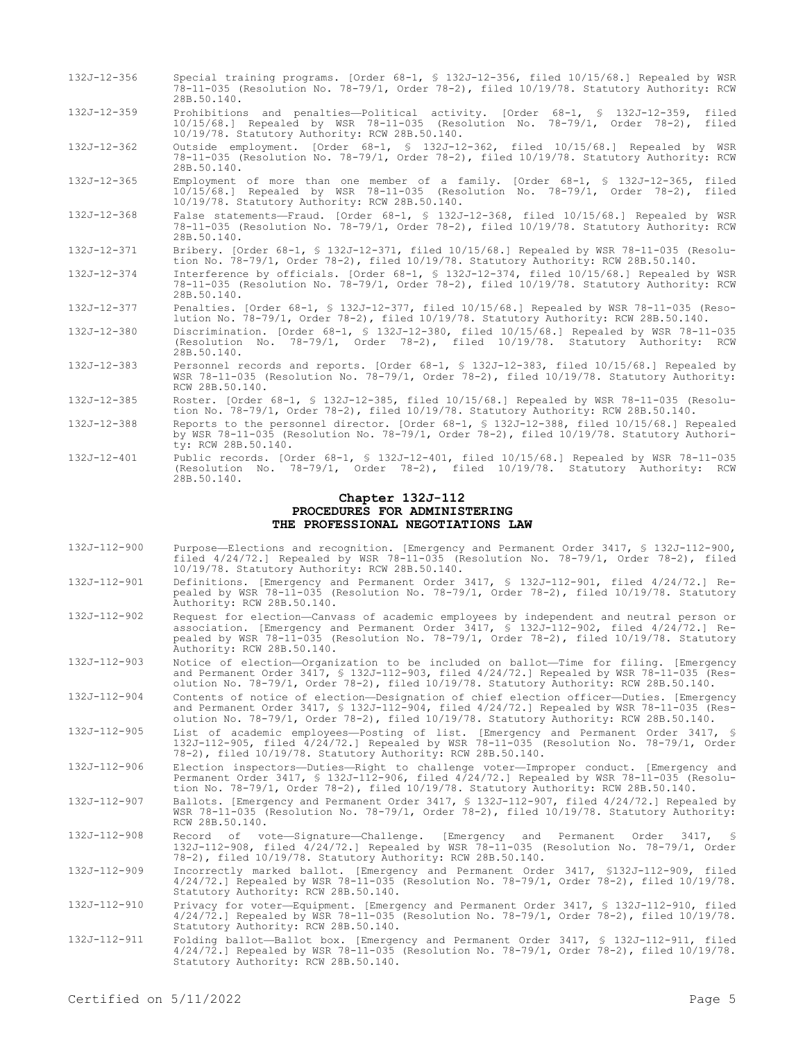132J-12-356 Special training programs. [Order 68-1, § 132J-12-356, filed 10/15/68.] Repealed by WSR 78-11-035 (Resolution No. 78-79/1, Order 78-2), filed 10/19/78. Statutory Authority: RCW 28B.50.140.

132J-12-359 Prohibitions and penalties—Political activity. [Order 68-1, § 132J-12-359, filed 10/15/68.] Repealed by WSR 78-11-035 (Resolution No. 78-79/1, Order 78-2), filed 10/19/78. Statutory Authority: RCW 28B.50.140.

132J-12-362 Outside employment. [Order 68-1, § 132J-12-362, filed 10/15/68.] Repealed by WSR 78-11-035 (Resolution No. 78-79/1, Order 78-2), filed 10/19/78. Statutory Authority: RCW 28B.50.140.

132J-12-365 Employment of more than one member of a family. [Order 68-1, § 132J-12-365, filed 10/15/68.] Repealed by WSR 78-11-035 (Resolution No. 78-79/1, Order 78-2), filed 10/19/78. Statutory Authority: RCW 28B.50.140.

132J-12-368 False statements—Fraud. [Order 68-1, § 132J-12-368, filed 10/15/68.] Repealed by WSR 78-11-035 (Resolution No. 78-79/1, Order 78-2), filed 10/19/78. Statutory Authority: RCW 28B.50.140.

132J-12-371 Bribery. [Order 68-1, § 132J-12-371, filed 10/15/68.] Repealed by WSR 78-11-035 (Resolution No. 78-79/1, Order 78-2), filed 10/19/78. Statutory Authority: RCW 28B.50.140.

132J-12-374 Interference by officials. [Order 68-1, § 132J-12-374, filed 10/15/68.] Repealed by WSR 78-11-035 (Resolution No. 78-79/1, Order 78-2), filed 10/19/78. Statutory Authority: RCW 28B.50.140.

132J-12-377 Penalties. [Order 68-1, § 132J-12-377, filed 10/15/68.] Repealed by WSR 78-11-035 (Resolution No. 78-79/1, Order 78-2), filed 10/19/78. Statutory Authority: RCW 28B.50.140.

132J-12-380 Discrimination. [Order 68-1, § 132J-12-380, filed 10/15/68.] Repealed by WSR 78-11-035 (Resolution No. 78-79/1, Order 78-2), filed 10/19/78. Statutory Authority: RCW 28B.50.140.

132J-12-383 Personnel records and reports. [Order 68-1, § 132J-12-383, filed 10/15/68.] Repealed by WSR 78-11-035 (Resolution No. 78-79/1, Order 78-2), filed 10/19/78. Statutory Authority: RCW 28B.50.140.

132J-12-385 Roster. [Order 68-1, § 132J-12-385, filed 10/15/68.] Repealed by WSR 78-11-035 (Resolution No. 78-79/1, Order 78-2), filed 10/19/78. Statutory Authority: RCW 28B.50.140.

132J-12-388 Reports to the personnel director. [Order 68-1, § 132J-12-388, filed 10/15/68.] Repealed by WSR 78-11-035 (Resolution No. 78-79/1, Order 78-2), filed 10/19/78. Statutory Authority: RCW 28B.50.140.

132J-12-401 Public records. [Order 68-1, § 132J-12-401, filed 10/15/68.] Repealed by WSR 78-11-035 (Resolution No. 78-79/1, Order 78-2), filed 10/19/78. Statutory Authority: RCW 28B.50.140.

## Chapter 132J-112
## PROCEDURES FOR ADMINISTERING THE PROFESSIONAL NEGOTIATIONS LAW

132J-112-900 Purpose—Elections and recognition. [Emergency and Permanent Order 3417, § 132J-112-900, filed 4/24/72.] Repealed by WSR 78-11-035 (Resolution No. 78-79/1, Order 78-2), filed 10/19/78. Statutory Authority: RCW 28B.50.140.

132J-112-901 Definitions. [Emergency and Permanent Order 3417, § 132J-112-901, filed 4/24/72.] Repealed by WSR 78-11-035 (Resolution No. 78-79/1, Order 78-2), filed 10/19/78. Statutory Authority: RCW 28B.50.140.

132J-112-902 Request for election—Canvass of academic employees by independent and neutral person or association. [Emergency and Permanent Order 3417, § 132J-112-902, filed 4/24/72.] Repealed by WSR 78-11-035 (Resolution No. 78-79/1, Order 78-2), filed 10/19/78. Statutory Authority: RCW 28B.50.140.

132J-112-903 Notice of election—Organization to be included on ballot—Time for filing. [Emergency and Permanent Order 3417, § 132J-112-903, filed 4/24/72.] Repealed by WSR 78-11-035 (Resolution No. 78-79/1, Order 78-2), filed 10/19/78. Statutory Authority: RCW 28B.50.140.

132J-112-904 Contents of notice of election—Designation of chief election officer—Duties. [Emergency and Permanent Order 3417, § 132J-112-904, filed 4/24/72.] Repealed by WSR 78-11-035 (Resolution No. 78-79/1, Order 78-2), filed 10/19/78. Statutory Authority: RCW 28B.50.140.

132J-112-905 List of academic employees—Posting of list. [Emergency and Permanent Order 3417, § 132J-112-905, filed 4/24/72.] Repealed by WSR 78-11-035 (Resolution No. 78-79/1, Order 78-2), filed 10/19/78. Statutory Authority: RCW 28B.50.140.

132J-112-906 Election inspectors—Duties—Right to challenge voter—Improper conduct. [Emergency and Permanent Order 3417, § 132J-112-906, filed 4/24/72.] Repealed by WSR 78-11-035 (Resolution No. 78-79/1, Order 78-2), filed 10/19/78. Statutory Authority: RCW 28B.50.140.

132J-112-907 Ballots. [Emergency and Permanent Order 3417, § 132J-112-907, filed 4/24/72.] Repealed by WSR 78-11-035 (Resolution No. 78-79/1, Order 78-2), filed 10/19/78. Statutory Authority: RCW 28B.50.140.

132J-112-908 Record of vote—Signature—Challenge. [Emergency and Permanent Order 3417, § 132J-112-908, filed 4/24/72.] Repealed by WSR 78-11-035 (Resolution No. 78-79/1, Order 78-2), filed 10/19/78. Statutory Authority: RCW 28B.50.140.

132J-112-909 Incorrectly marked ballot. [Emergency and Permanent Order 3417, §132J-112-909, filed 4/24/72.] Repealed by WSR 78-11-035 (Resolution No. 78-79/1, Order 78-2), filed 10/19/78. Statutory Authority: RCW 28B.50.140.

132J-112-910 Privacy for voter—Equipment. [Emergency and Permanent Order 3417, § 132J-112-910, filed 4/24/72.] Repealed by WSR 78-11-035 (Resolution No. 78-79/1, Order 78-2), filed 10/19/78. Statutory Authority: RCW 28B.50.140.

132J-112-911 Folding ballot—Ballot box. [Emergency and Permanent Order 3417, § 132J-112-911, filed 4/24/72.] Repealed by WSR 78-11-035 (Resolution No. 78-79/1, Order 78-2), filed 10/19/78. Statutory Authority: RCW 28B.50.140.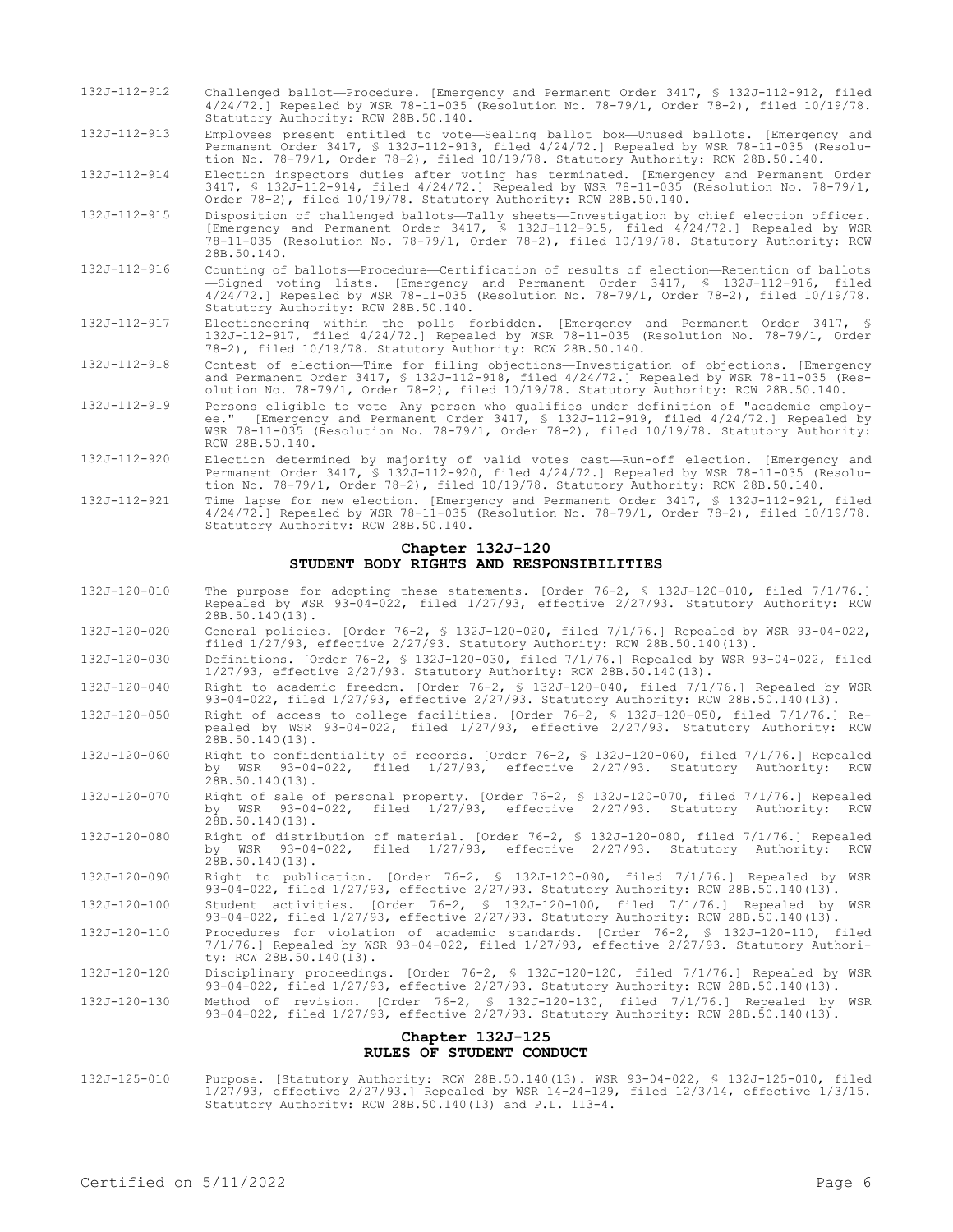132J-112-912 Challenged ballot—Procedure. [Emergency and Permanent Order 3417, § 132J-112-912, filed 4/24/72.] Repealed by WSR 78-11-035 (Resolution No. 78-79/1, Order 78-2), filed 10/19/78. Statutory Authority: RCW 28B.50.140.

132J-112-913 Employees present entitled to vote—Sealing ballot box—Unused ballots. [Emergency and Permanent Order 3417, § 132J-112-913, filed 4/24/72.] Repealed by WSR 78-11-035 (Resolution No. 78-79/1, Order 78-2), filed 10/19/78. Statutory Authority: RCW 28B.50.140.

132J-112-914 Election inspectors duties after voting has terminated. [Emergency and Permanent Order 3417, § 132J-112-914, filed 4/24/72.] Repealed by WSR 78-11-035 (Resolution No. 78-79/1, Order 78-2), filed 10/19/78. Statutory Authority: RCW 28B.50.140.

132J-112-915 Disposition of challenged ballots—Tally sheets—Investigation by chief election officer. [Emergency and Permanent Order 3417, § 132J-112-915, filed 4/24/72.] Repealed by WSR 78-11-035 (Resolution No. 78-79/1, Order 78-2), filed 10/19/78. Statutory Authority: RCW 28B.50.140.

132J-112-916 Counting of ballots—Procedure—Certification of results of election—Retention of ballots—Signed voting lists. [Emergency and Permanent Order 3417, § 132J-112-916, filed 4/24/72.] Repealed by WSR 78-11-035 (Resolution No. 78-79/1, Order 78-2), filed 10/19/78. Statutory Authority: RCW 28B.50.140.

132J-112-917 Electioneering within the polls forbidden. [Emergency and Permanent Order 3417, § 132J-112-917, filed 4/24/72.] Repealed by WSR 78-11-035 (Resolution No. 78-79/1, Order 78-2), filed 10/19/78. Statutory Authority: RCW 28B.50.140.

132J-112-918 Contest of election—Time for filing objections—Investigation of objections. [Emergency and Permanent Order 3417, § 132J-112-918, filed 4/24/72.] Repealed by WSR 78-11-035 (Resolution No. 78-79/1, Order 78-2), filed 10/19/78. Statutory Authority: RCW 28B.50.140.

132J-112-919 Persons eligible to vote—Any person who qualifies under definition of "academic employee." [Emergency and Permanent Order 3417, § 132J-112-919, filed 4/24/72.] Repealed by WSR 78-11-035 (Resolution No. 78-79/1, Order 78-2), filed 10/19/78. Statutory Authority: RCW 28B.50.140.

132J-112-920 Election determined by majority of valid votes cast—Run-off election. [Emergency and Permanent Order 3417, § 132J-112-920, filed 4/24/72.] Repealed by WSR 78-11-035 (Resolution No. 78-79/1, Order 78-2), filed 10/19/78. Statutory Authority: RCW 28B.50.140.

132J-112-921 Time lapse for new election. [Emergency and Permanent Order 3417, § 132J-112-921, filed 4/24/72.] Repealed by WSR 78-11-035 (Resolution No. 78-79/1, Order 78-2), filed 10/19/78. Statutory Authority: RCW 28B.50.140.

## Chapter 132J-120
## STUDENT BODY RIGHTS AND RESPONSIBILITIES

132J-120-010 The purpose for adopting these statements. [Order 76-2, § 132J-120-010, filed 7/1/76.] Repealed by WSR 93-04-022, filed 1/27/93, effective 2/27/93. Statutory Authority: RCW 28B.50.140(13).

132J-120-020 General policies. [Order 76-2, § 132J-120-020, filed 7/1/76.] Repealed by WSR 93-04-022, filed 1/27/93, effective 2/27/93. Statutory Authority: RCW 28B.50.140(13).

132J-120-030 Definitions. [Order 76-2, § 132J-120-030, filed 7/1/76.] Repealed by WSR 93-04-022, filed 1/27/93, effective 2/27/93. Statutory Authority: RCW 28B.50.140(13).

132J-120-040 Right to academic freedom. [Order 76-2, § 132J-120-040, filed 7/1/76.] Repealed by WSR 93-04-022, filed 1/27/93, effective 2/27/93. Statutory Authority: RCW 28B.50.140(13).

132J-120-050 Right of access to college facilities. [Order 76-2, § 132J-120-050, filed 7/1/76.] Repealed by WSR 93-04-022, filed 1/27/93, effective 2/27/93. Statutory Authority: RCW 28B.50.140(13).

132J-120-060 Right to confidentiality of records. [Order 76-2, § 132J-120-060, filed 7/1/76.] Repealed by WSR 93-04-022, filed 1/27/93, effective 2/27/93. Statutory Authority: RCW 28B.50.140(13).

132J-120-070 Right of sale of personal property. [Order 76-2, § 132J-120-070, filed 7/1/76.] Repealed by WSR 93-04-022, filed 1/27/93, effective 2/27/93. Statutory Authority: RCW 28B.50.140(13).

132J-120-080 Right of distribution of material. [Order 76-2, § 132J-120-080, filed 7/1/76.] Repealed by WSR 93-04-022, filed 1/27/93, effective 2/27/93. Statutory Authority: RCW 28B.50.140(13).

132J-120-090 Right to publication. [Order 76-2, § 132J-120-090, filed 7/1/76.] Repealed by WSR 93-04-022, filed 1/27/93, effective 2/27/93. Statutory Authority: RCW 28B.50.140(13).

132J-120-100 Student activities. [Order 76-2, § 132J-120-100, filed 7/1/76.] Repealed by WSR 93-04-022, filed 1/27/93, effective 2/27/93. Statutory Authority: RCW 28B.50.140(13).

132J-120-110 Procedures for violation of academic standards. [Order 76-2, § 132J-120-110, filed 7/1/76.] Repealed by WSR 93-04-022, filed 1/27/93, effective 2/27/93. Statutory Authority: RCW 28B.50.140(13).

132J-120-120 Disciplinary proceedings. [Order 76-2, § 132J-120-120, filed 7/1/76.] Repealed by WSR 93-04-022, filed 1/27/93, effective 2/27/93. Statutory Authority: RCW 28B.50.140(13).

132J-120-130 Method of revision. [Order 76-2, § 132J-120-130, filed 7/1/76.] Repealed by WSR 93-04-022, filed 1/27/93, effective 2/27/93. Statutory Authority: RCW 28B.50.140(13).

## Chapter 132J-125
## RULES OF STUDENT CONDUCT

132J-125-010 Purpose. [Statutory Authority: RCW 28B.50.140(13). WSR 93-04-022, § 132J-125-010, filed 1/27/93, effective 2/27/93.] Repealed by WSR 14-24-129, filed 12/3/14, effective 1/3/15. Statutory Authority: RCW 28B.50.140(13) and P.L. 113-4.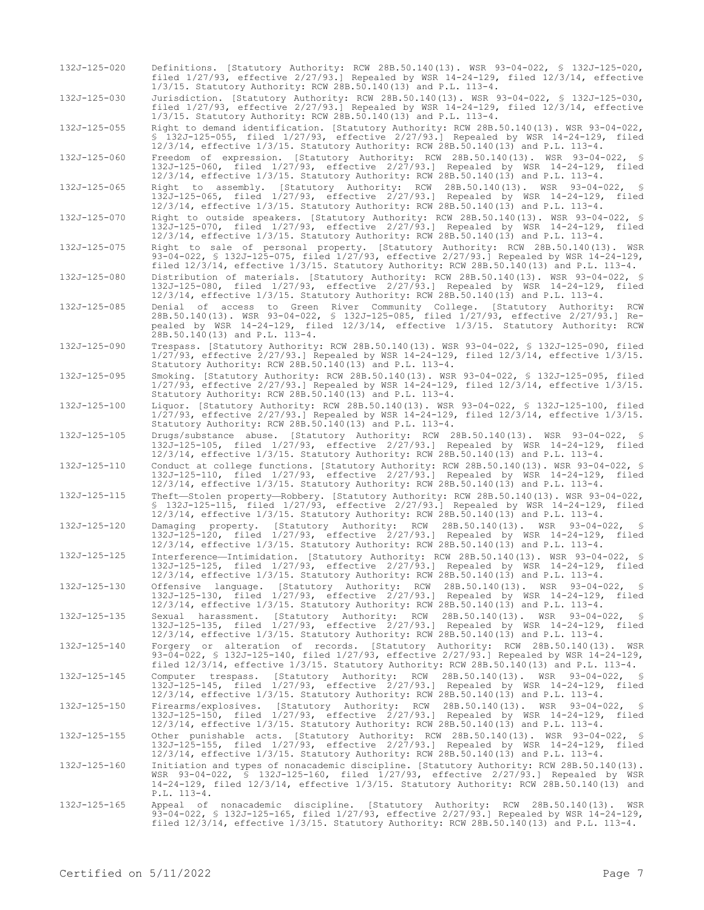132J-125-020 Definitions. [Statutory Authority: RCW 28B.50.140(13). WSR 93-04-022, § 132J-125-020, filed 1/27/93, effective 2/27/93.] Repealed by WSR 14-24-129, filed 12/3/14, effective 1/3/15. Statutory Authority: RCW 28B.50.140(13) and P.L. 113-4.

132J-125-030 Jurisdiction. [Statutory Authority: RCW 28B.50.140(13). WSR 93-04-022, § 132J-125-030, filed 1/27/93, effective 2/27/93.] Repealed by WSR 14-24-129, filed 12/3/14, effective 1/3/15. Statutory Authority: RCW 28B.50.140(13) and P.L. 113-4.

132J-125-055 Right to demand identification. [Statutory Authority: RCW 28B.50.140(13). WSR 93-04-022, § 132J-125-055, filed 1/27/93, effective 2/27/93.] Repealed by WSR 14-24-129, filed 12/3/14, effective 1/3/15. Statutory Authority: RCW 28B.50.140(13) and P.L. 113-4.

132J-125-060 Freedom of expression. [Statutory Authority: RCW 28B.50.140(13). WSR 93-04-022, § 132J-125-060, filed 1/27/93, effective 2/27/93.] Repealed by WSR 14-24-129, filed 12/3/14, effective 1/3/15. Statutory Authority: RCW 28B.50.140(13) and P.L. 113-4.

132J-125-065 Right to assembly. [Statutory Authority: RCW 28B.50.140(13). WSR 93-04-022, § 132J-125-065, filed 1/27/93, effective 2/27/93.] Repealed by WSR 14-24-129, filed 12/3/14, effective 1/3/15. Statutory Authority: RCW 28B.50.140(13) and P.L. 113-4.

132J-125-070 Right to outside speakers. [Statutory Authority: RCW 28B.50.140(13). WSR 93-04-022, § 132J-125-070, filed 1/27/93, effective 2/27/93.] Repealed by WSR 14-24-129, filed 12/3/14, effective 1/3/15. Statutory Authority: RCW 28B.50.140(13) and P.L. 113-4.

132J-125-075 Right to sale of personal property. [Statutory Authority: RCW 28B.50.140(13). WSR 93-04-022, § 132J-125-075, filed 1/27/93, effective 2/27/93.] Repealed by WSR 14-24-129, filed 12/3/14, effective 1/3/15. Statutory Authority: RCW 28B.50.140(13) and P.L. 113-4.

132J-125-080 Distribution of materials. [Statutory Authority: RCW 28B.50.140(13). WSR 93-04-022, § 132J-125-080, filed 1/27/93, effective 2/27/93.] Repealed by WSR 14-24-129, filed 12/3/14, effective 1/3/15. Statutory Authority: RCW 28B.50.140(13) and P.L. 113-4.

132J-125-085 Denial of access to Green River Community College. [Statutory Authority: RCW 28B.50.140(13). WSR 93-04-022, § 132J-125-085, filed 1/27/93, effective 2/27/93.] Repealed by WSR 14-24-129, filed 12/3/14, effective 1/3/15. Statutory Authority: RCW 28B.50.140(13) and P.L. 113-4.

132J-125-090 Trespass. [Statutory Authority: RCW 28B.50.140(13). WSR 93-04-022, § 132J-125-090, filed 1/27/93, effective 2/27/93.] Repealed by WSR 14-24-129, filed 12/3/14, effective 1/3/15. Statutory Authority: RCW 28B.50.140(13) and P.L. 113-4.

132J-125-095 Smoking. [Statutory Authority: RCW 28B.50.140(13). WSR 93-04-022, § 132J-125-095, filed 1/27/93, effective 2/27/93.] Repealed by WSR 14-24-129, filed 12/3/14, effective 1/3/15. Statutory Authority: RCW 28B.50.140(13) and P.L. 113-4.

132J-125-100 Liquor. [Statutory Authority: RCW 28B.50.140(13). WSR 93-04-022, § 132J-125-100, filed 1/27/93, effective 2/27/93.] Repealed by WSR 14-24-129, filed 12/3/14, effective 1/3/15. Statutory Authority: RCW 28B.50.140(13) and P.L. 113-4.

132J-125-105 Drugs/substance abuse. [Statutory Authority: RCW 28B.50.140(13). WSR 93-04-022, § 132J-125-105, filed 1/27/93, effective 2/27/93.] Repealed by WSR 14-24-129, filed 12/3/14, effective 1/3/15. Statutory Authority: RCW 28B.50.140(13) and P.L. 113-4.

132J-125-110 Conduct at college functions. [Statutory Authority: RCW 28B.50.140(13). WSR 93-04-022, § 132J-125-110, filed 1/27/93, effective 2/27/93.] Repealed by WSR 14-24-129, filed 12/3/14, effective 1/3/15. Statutory Authority: RCW 28B.50.140(13) and P.L. 113-4.

132J-125-115 Theft—Stolen property—Robbery. [Statutory Authority: RCW 28B.50.140(13). WSR 93-04-022, § 132J-125-115, filed 1/27/93, effective 2/27/93.] Repealed by WSR 14-24-129, filed 12/3/14, effective 1/3/15. Statutory Authority: RCW 28B.50.140(13) and P.L. 113-4.

132J-125-120 Damaging property. [Statutory Authority: RCW 28B.50.140(13). WSR 93-04-022, § 132J-125-120, filed 1/27/93, effective 2/27/93.] Repealed by WSR 14-24-129, filed 12/3/14, effective 1/3/15. Statutory Authority: RCW 28B.50.140(13) and P.L. 113-4.

132J-125-125 Interference—Intimidation. [Statutory Authority: RCW 28B.50.140(13). WSR 93-04-022, § 132J-125-125, filed 1/27/93, effective 2/27/93.] Repealed by WSR 14-24-129, filed 12/3/14, effective 1/3/15. Statutory Authority: RCW 28B.50.140(13) and P.L. 113-4.

132J-125-130 Offensive language. [Statutory Authority: RCW 28B.50.140(13). WSR 93-04-022, § 132J-125-130, filed 1/27/93, effective 2/27/93.] Repealed by WSR 14-24-129, filed 12/3/14, effective 1/3/15. Statutory Authority: RCW 28B.50.140(13) and P.L. 113-4.

132J-125-135 Sexual harassment. [Statutory Authority: RCW 28B.50.140(13). WSR 93-04-022, § 132J-125-135, filed 1/27/93, effective 2/27/93.] Repealed by WSR 14-24-129, filed 12/3/14, effective 1/3/15. Statutory Authority: RCW 28B.50.140(13) and P.L. 113-4.

132J-125-140 Forgery or alteration of records. [Statutory Authority: RCW 28B.50.140(13). WSR 93-04-022, § 132J-125-140, filed 1/27/93, effective 2/27/93.] Repealed by WSR 14-24-129, filed 12/3/14, effective 1/3/15. Statutory Authority: RCW 28B.50.140(13) and P.L. 113-4.

132J-125-145 Computer trespass. [Statutory Authority: RCW 28B.50.140(13). WSR 93-04-022, § 132J-125-145, filed 1/27/93, effective 2/27/93.] Repealed by WSR 14-24-129, filed 12/3/14, effective 1/3/15. Statutory Authority: RCW 28B.50.140(13) and P.L. 113-4.

132J-125-150 Firearms/explosives. [Statutory Authority: RCW 28B.50.140(13). WSR 93-04-022, § 132J-125-150, filed 1/27/93, effective 2/27/93.] Repealed by WSR 14-24-129, filed 12/3/14, effective 1/3/15. Statutory Authority: RCW 28B.50.140(13) and P.L. 113-4.

132J-125-155 Other punishable acts. [Statutory Authority: RCW 28B.50.140(13). WSR 93-04-022, § 132J-125-155, filed 1/27/93, effective 2/27/93.] Repealed by WSR 14-24-129, filed 12/3/14, effective 1/3/15. Statutory Authority: RCW 28B.50.140(13) and P.L. 113-4.

132J-125-160 Initiation and types of nonacademic discipline. [Statutory Authority: RCW 28B.50.140(13). WSR 93-04-022, § 132J-125-160, filed 1/27/93, effective 2/27/93.] Repealed by WSR 14-24-129, filed 12/3/14, effective 1/3/15. Statutory Authority: RCW 28B.50.140(13) and P.L. 113-4.

132J-125-165 Appeal of nonacademic discipline. [Statutory Authority: RCW 28B.50.140(13). WSR 93-04-022, § 132J-125-165, filed 1/27/93, effective 2/27/93.] Repealed by WSR 14-24-129, filed 12/3/14, effective 1/3/15. Statutory Authority: RCW 28B.50.140(13) and P.L. 113-4.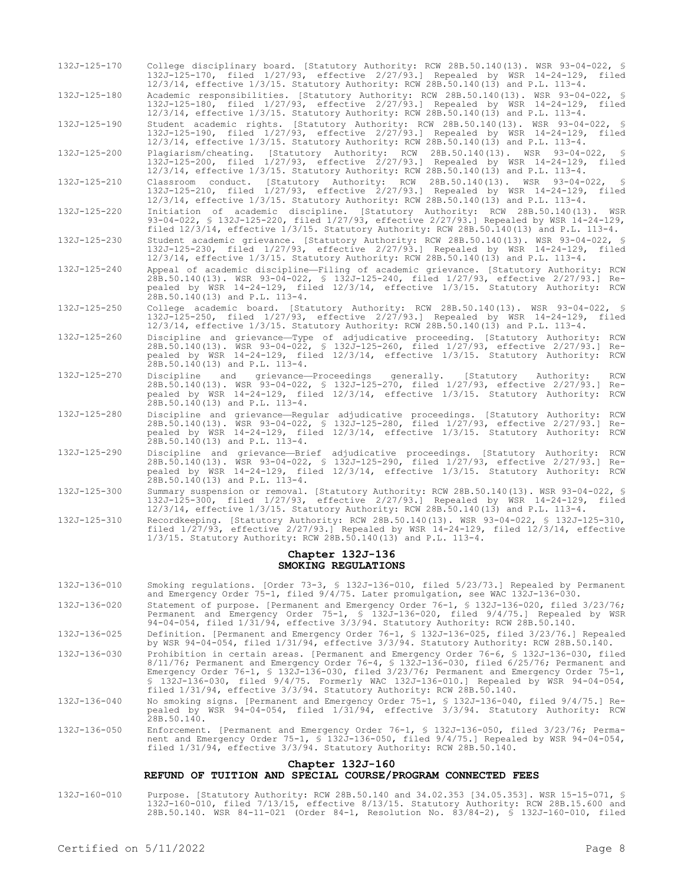132J-125-170 College disciplinary board. [Statutory Authority: RCW 28B.50.140(13). WSR 93-04-022, § 132J-125-170, filed 1/27/93, effective 2/27/93.] Repealed by WSR 14-24-129, filed 12/3/14, effective 1/3/15. Statutory Authority: RCW 28B.50.140(13) and P.L. 113-4.

132J-125-180 Academic responsibilities. [Statutory Authority: RCW 28B.50.140(13). WSR 93-04-022, § 132J-125-180, filed 1/27/93, effective 2/27/93.] Repealed by WSR 14-24-129, filed 12/3/14, effective 1/3/15. Statutory Authority: RCW 28B.50.140(13) and P.L. 113-4.

132J-125-190 Student academic rights. [Statutory Authority: RCW 28B.50.140(13). WSR 93-04-022, § 132J-125-190, filed 1/27/93, effective 2/27/93.] Repealed by WSR 14-24-129, filed 12/3/14, effective 1/3/15. Statutory Authority: RCW 28B.50.140(13) and P.L. 113-4.

132J-125-200 Plagiarism/cheating. [Statutory Authority: RCW 28B.50.140(13). WSR 93-04-022, § 132J-125-200, filed 1/27/93, effective 2/27/93.] Repealed by WSR 14-24-129, filed 12/3/14, effective 1/3/15. Statutory Authority: RCW 28B.50.140(13) and P.L. 113-4.

132J-125-210 Classroom conduct. [Statutory Authority: RCW 28B.50.140(13). WSR 93-04-022, § 132J-125-210, filed 1/27/93, effective 2/27/93.] Repealed by WSR 14-24-129, filed 12/3/14, effective 1/3/15. Statutory Authority: RCW 28B.50.140(13) and P.L. 113-4.

132J-125-220 Initiation of academic discipline. [Statutory Authority: RCW 28B.50.140(13). WSR 93-04-022, § 132J-125-220, filed 1/27/93, effective 2/27/93.] Repealed by WSR 14-24-129, filed 12/3/14, effective 1/3/15. Statutory Authority: RCW 28B.50.140(13) and P.L. 113-4.

132J-125-230 Student academic grievance. [Statutory Authority: RCW 28B.50.140(13). WSR 93-04-022, § 132J-125-230, filed 1/27/93, effective 2/27/93.] Repealed by WSR 14-24-129, filed 12/3/14, effective 1/3/15. Statutory Authority: RCW 28B.50.140(13) and P.L. 113-4.

132J-125-240 Appeal of academic discipline—Filing of academic grievance. [Statutory Authority: RCW 28B.50.140(13). WSR 93-04-022, § 132J-125-240, filed 1/27/93, effective 2/27/93.] Repealed by WSR 14-24-129, filed 12/3/14, effective 1/3/15. Statutory Authority: RCW 28B.50.140(13) and P.L. 113-4.

132J-125-250 College academic board. [Statutory Authority: RCW 28B.50.140(13). WSR 93-04-022, § 132J-125-250, filed 1/27/93, effective 2/27/93.] Repealed by WSR 14-24-129, filed 12/3/14, effective 1/3/15. Statutory Authority: RCW 28B.50.140(13) and P.L. 113-4.

132J-125-260 Discipline and grievance—Type of adjudicative proceeding. [Statutory Authority: RCW 28B.50.140(13). WSR 93-04-022, § 132J-125-260, filed 1/27/93, effective 2/27/93.] Repealed by WSR 14-24-129, filed 12/3/14, effective 1/3/15. Statutory Authority: RCW 28B.50.140(13) and P.L. 113-4.

132J-125-270 Discipline and grievance—Proceedings generally. [Statutory Authority: RCW 28B.50.140(13). WSR 93-04-022, § 132J-125-270, filed 1/27/93, effective 2/27/93.] Repealed by WSR 14-24-129, filed 12/3/14, effective 1/3/15. Statutory Authority: RCW 28B.50.140(13) and P.L. 113-4.

132J-125-280 Discipline and grievance—Regular adjudicative proceedings. [Statutory Authority: RCW 28B.50.140(13). WSR 93-04-022, § 132J-125-280, filed 1/27/93, effective 2/27/93.] Repealed by WSR 14-24-129, filed 12/3/14, effective 1/3/15. Statutory Authority: RCW 28B.50.140(13) and P.L. 113-4.

132J-125-290 Discipline and grievance—Brief adjudicative proceedings. [Statutory Authority: RCW 28B.50.140(13). WSR 93-04-022, § 132J-125-290, filed 1/27/93, effective 2/27/93.] Repealed by WSR 14-24-129, filed 12/3/14, effective 1/3/15. Statutory Authority: RCW 28B.50.140(13) and P.L. 113-4.

132J-125-300 Summary suspension or removal. [Statutory Authority: RCW 28B.50.140(13). WSR 93-04-022, § 132J-125-300, filed 1/27/93, effective 2/27/93.] Repealed by WSR 14-24-129, filed 12/3/14, effective 1/3/15. Statutory Authority: RCW 28B.50.140(13) and P.L. 113-4.

132J-125-310 Recordkeeping. [Statutory Authority: RCW 28B.50.140(13). WSR 93-04-022, § 132J-125-310, filed 1/27/93, effective 2/27/93.] Repealed by WSR 14-24-129, filed 12/3/14, effective 1/3/15. Statutory Authority: RCW 28B.50.140(13) and P.L. 113-4.

## Chapter 132J-136
## SMOKING REGULATIONS

132J-136-010 Smoking regulations. [Order 73-3, § 132J-136-010, filed 5/23/73.] Repealed by Permanent and Emergency Order 75-1, filed 9/4/75. Later promulgation, see WAC 132J-136-030.

132J-136-020 Statement of purpose. [Permanent and Emergency Order 76-1, § 132J-136-020, filed 3/23/76; Permanent and Emergency Order 75-1, § 132J-136-020, filed 9/4/75.] Repealed by WSR 94-04-054, filed 1/31/94, effective 3/3/94. Statutory Authority: RCW 28B.50.140.

132J-136-025 Definition. [Permanent and Emergency Order 76-1, § 132J-136-025, filed 3/23/76.] Repealed by WSR 94-04-054, filed 1/31/94, effective 3/3/94. Statutory Authority: RCW 28B.50.140.

132J-136-030 Prohibition in certain areas. [Permanent and Emergency Order 76-6, § 132J-136-030, filed 8/11/76; Permanent and Emergency Order 76-4, § 132J-136-030, filed 6/25/76; Permanent and Emergency Order 76-1, § 132J-136-030, filed 3/23/76; Permanent and Emergency Order 75-1, § 132J-136-030, filed 9/4/75. Formerly WAC 132J-136-010.] Repealed by WSR 94-04-054, filed 1/31/94, effective 3/3/94. Statutory Authority: RCW 28B.50.140.

132J-136-040 No smoking signs. [Permanent and Emergency Order 75-1, § 132J-136-040, filed 9/4/75.] Repealed by WSR 94-04-054, filed 1/31/94, effective 3/3/94. Statutory Authority: RCW 28B.50.140.

132J-136-050 Enforcement. [Permanent and Emergency Order 76-1, § 132J-136-050, filed 3/23/76; Permanent and Emergency Order 75-1, § 132J-136-050, filed 9/4/75.] Repealed by WSR 94-04-054, filed 1/31/94, effective 3/3/94. Statutory Authority: RCW 28B.50.140.

## Chapter 132J-160
## REFUND OF TUITION AND SPECIAL COURSE/PROGRAM CONNECTED FEES

132J-160-010 Purpose. [Statutory Authority: RCW 28B.50.140 and 34.02.353 [34.05.353]. WSR 15-15-071, § 132J-160-010, filed 7/13/15, effective 8/13/15. Statutory Authority: RCW 28B.15.600 and 28B.50.140. WSR 84-11-021 (Order 84-1, Resolution No. 83/84-2), § 132J-160-010, filed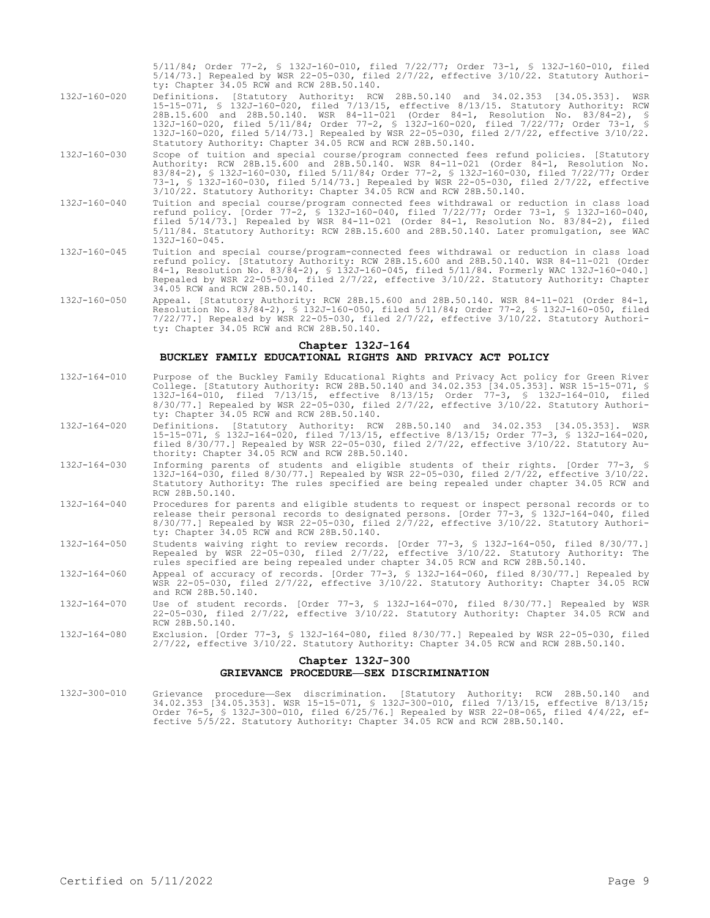5/11/84; Order 77-2, § 132J-160-010, filed 7/22/77; Order 73-1, § 132J-160-010, filed 5/14/73.] Repealed by WSR 22-05-030, filed 2/7/22, effective 3/10/22. Statutory Authority: Chapter 34.05 RCW and RCW 28B.50.140.

132J-160-020 Definitions. [Statutory Authority: RCW 28B.50.140 and 34.02.353 [34.05.353]. WSR 15-15-071, § 132J-160-020, filed 7/13/15, effective 8/13/15. Statutory Authority: RCW 28B.15.600 and 28B.50.140. WSR 84-11-021 (Order 84-1, Resolution No. 83/84-2), § 132J-160-020, filed 5/11/84; Order 77-2, § 132J-160-020, filed 7/22/77; Order 73-1, § 132J-160-020, filed 5/14/73.] Repealed by WSR 22-05-030, filed 2/7/22, effective 3/10/22. Statutory Authority: Chapter 34.05 RCW and RCW 28B.50.140.

132J-160-030 Scope of tuition and special course/program connected fees refund policies. [Statutory Authority: RCW 28B.15.600 and 28B.50.140. WSR 84-11-021 (Order 84-1, Resolution No. 83/84-2), § 132J-160-030, filed 5/11/84; Order 77-2, § 132J-160-030, filed 7/22/77; Order 73-1, § 132J-160-030, filed 5/14/73.] Repealed by WSR 22-05-030, filed 2/7/22, effective 3/10/22. Statutory Authority: Chapter 34.05 RCW and RCW 28B.50.140.

132J-160-040 Tuition and special course/program connected fees withdrawal or reduction in class load refund policy. [Order 77-2, § 132J-160-040, filed 7/22/77; Order 73-1, § 132J-160-040, filed 5/14/73.] Repealed by WSR 84-11-021 (Order 84-1, Resolution No. 83/84-2), filed 5/11/84. Statutory Authority: RCW 28B.15.600 and 28B.50.140. Later promulgation, see WAC 132J-160-045.

132J-160-045 Tuition and special course/program-connected fees withdrawal or reduction in class load refund policy. [Statutory Authority: RCW 28B.15.600 and 28B.50.140. WSR 84-11-021 (Order 84-1, Resolution No. 83/84-2), § 132J-160-045, filed 5/11/84. Formerly WAC 132J-160-040.] Repealed by WSR 22-05-030, filed 2/7/22, effective 3/10/22. Statutory Authority: Chapter 34.05 RCW and RCW 28B.50.140.

132J-160-050 Appeal. [Statutory Authority: RCW 28B.15.600 and 28B.50.140. WSR 84-11-021 (Order 84-1, Resolution No. 83/84-2), § 132J-160-050, filed 5/11/84; Order 77-2, § 132J-160-050, filed 7/22/77.] Repealed by WSR 22-05-030, filed 2/7/22, effective 3/10/22. Statutory Authority: Chapter 34.05 RCW and RCW 28B.50.140.

## Chapter 132J-164
## BUCKLEY FAMILY EDUCATIONAL RIGHTS AND PRIVACY ACT POLICY

132J-164-010 Purpose of the Buckley Family Educational Rights and Privacy Act policy for Green River College. [Statutory Authority: RCW 28B.50.140 and 34.02.353 [34.05.353]. WSR 15-15-071, § 132J-164-010, filed 7/13/15, effective 8/13/15; Order 77-3, § 132J-164-010, filed 8/30/77.] Repealed by WSR 22-05-030, filed 2/7/22, effective 3/10/22. Statutory Authority: Chapter 34.05 RCW and RCW 28B.50.140.

132J-164-020 Definitions. [Statutory Authority: RCW 28B.50.140 and 34.02.353 [34.05.353]. WSR 15-15-071, § 132J-164-020, filed 7/13/15, effective 8/13/15; Order 77-3, § 132J-164-020, filed 8/30/77.] Repealed by WSR 22-05-030, filed 2/7/22, effective 3/10/22. Statutory Authority: Chapter 34.05 RCW and RCW 28B.50.140.

132J-164-030 Informing parents of students and eligible students of their rights. [Order 77-3, § 132J-164-030, filed 8/30/77.] Repealed by WSR 22-05-030, filed 2/7/22, effective 3/10/22. Statutory Authority: The rules specified are being repealed under chapter 34.05 RCW and RCW 28B.50.140.

132J-164-040 Procedures for parents and eligible students to request or inspect personal records or to release their personal records to designated persons. [Order 77-3, § 132J-164-040, filed 8/30/77.] Repealed by WSR 22-05-030, filed 2/7/22, effective 3/10/22. Statutory Authority: Chapter 34.05 RCW and RCW 28B.50.140.

132J-164-050 Students waiving right to review records. [Order 77-3, § 132J-164-050, filed 8/30/77.] Repealed by WSR 22-05-030, filed 2/7/22, effective 3/10/22. Statutory Authority: The rules specified are being repealed under chapter 34.05 RCW and RCW 28B.50.140.

132J-164-060 Appeal of accuracy of records. [Order 77-3, § 132J-164-060, filed 8/30/77.] Repealed by WSR 22-05-030, filed 2/7/22, effective 3/10/22. Statutory Authority: Chapter 34.05 RCW and RCW 28B.50.140.

132J-164-070 Use of student records. [Order 77-3, § 132J-164-070, filed 8/30/77.] Repealed by WSR 22-05-030, filed 2/7/22, effective 3/10/22. Statutory Authority: Chapter 34.05 RCW and RCW 28B.50.140.

132J-164-080 Exclusion. [Order 77-3, § 132J-164-080, filed 8/30/77.] Repealed by WSR 22-05-030, filed 2/7/22, effective 3/10/22. Statutory Authority: Chapter 34.05 RCW and RCW 28B.50.140.

## Chapter 132J-300
## GRIEVANCE PROCEDURE—SEX DISCRIMINATION

132J-300-010 Grievance procedure—Sex discrimination. [Statutory Authority: RCW 28B.50.140 and 34.02.353 [34.05.353]. WSR 15-15-071, § 132J-300-010, filed 7/13/15, effective 8/13/15; Order 76-5, § 132J-300-010, filed 6/25/76.] Repealed by WSR 22-08-065, filed 4/4/22, effective 5/5/22. Statutory Authority: Chapter 34.05 RCW and RCW 28B.50.140.